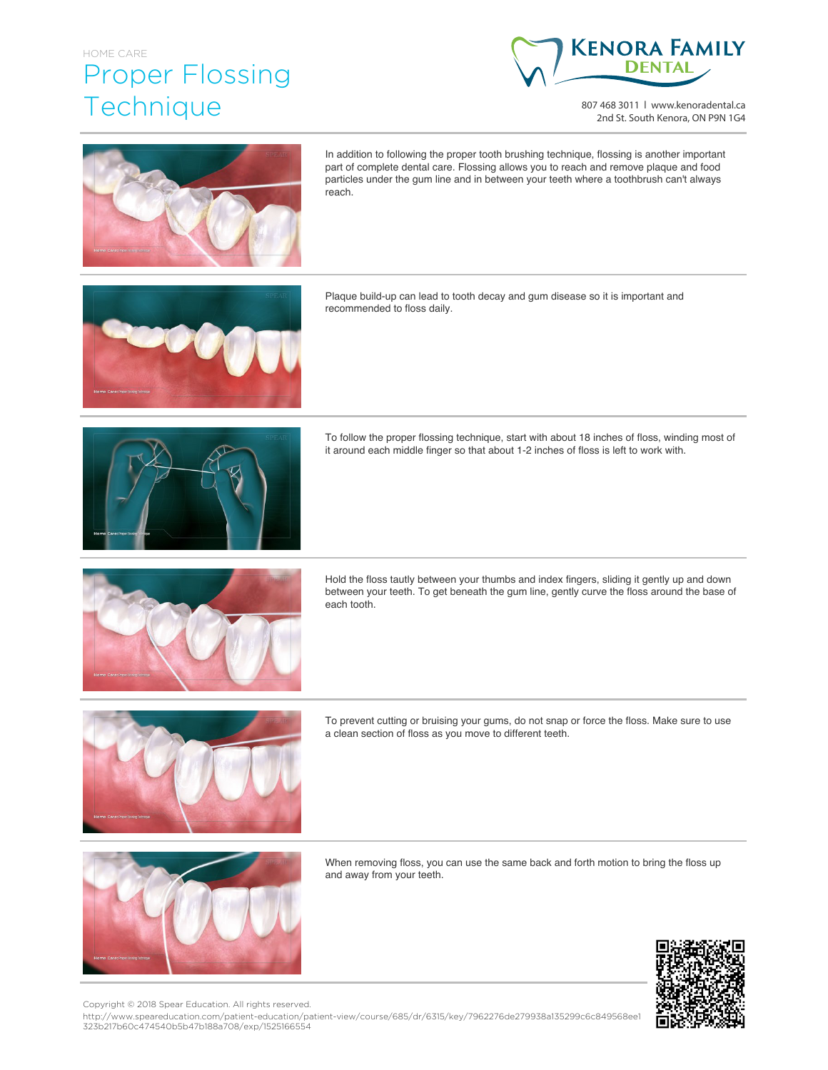HOME CARE

# Proper Flossing Technique

**KENORA FAMILY DENTAL**

807 468 3011 I www.kenoradental.ca
2nd St. South Kenora, ON P9N 1G4

In addition to following the proper tooth brushing technique, flossing is another important part of complete dental care. Flossing allows you to reach and remove plaque and food particles under the gum line and in between your teeth where a toothbrush can't always reach.

Plaque build-up can lead to tooth decay and gum disease so it is important and recommended to floss daily.

To follow the proper flossing technique, start with about 18 inches of floss, winding most of it around each middle finger so that about 1-2 inches of floss is left to work with.

Hold the floss tautly between your thumbs and index fingers, sliding it gently up and down between your teeth. To get beneath the gum line, gently curve the floss around the base of each tooth.

To prevent cutting or bruising your gums, do not snap or force the floss. Make sure to use a clean section of floss as you move to different teeth.

When removing floss, you can use the same back and forth motion to bring the floss up and away from your teeth.

Copyright © 2018 Spear Education. All rights reserved.
http://www.speareducation.com/patient-education/patient-view/course/685/dr/6315/key/7962276de279938a135299c6c849568ee1323b217b60c474540b5b47b188a708/exp/1525166554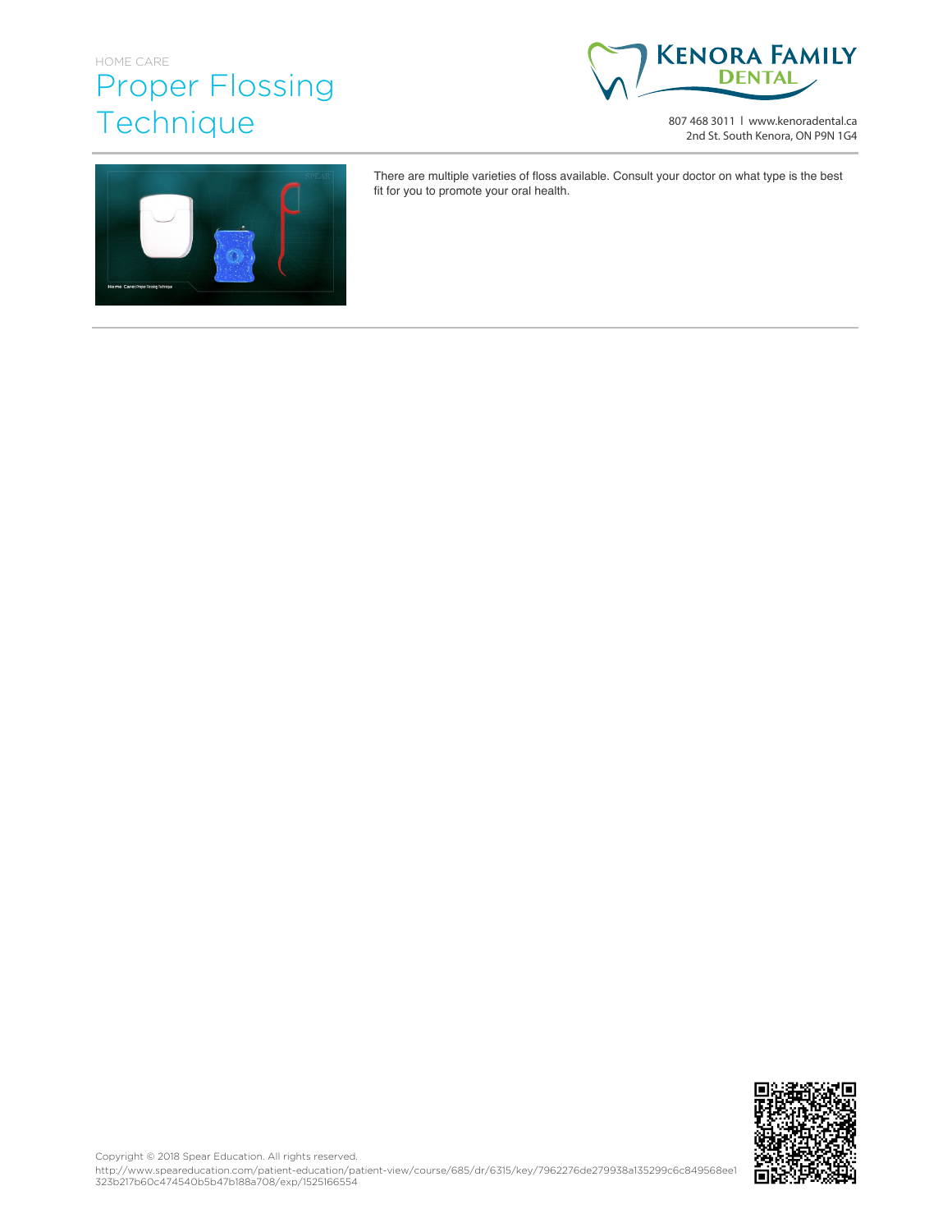HOME CARE

# Proper Flossing Technique

807 468 3011 | www.kenoradental.ca
2nd St. South Kenora, ON P9N 1G4

There are multiple varieties of floss available. Consult your doctor on what type is the best fit for you to promote your oral health.

Copyright © 2018 Spear Education. All rights reserved.
http://www.speareducation.com/patient-education/patient-view/course/685/dr/6315/key/7962276de279938a135299c6c849568ee1323b217b60c474540b5b47b188a708/exp/1525166554